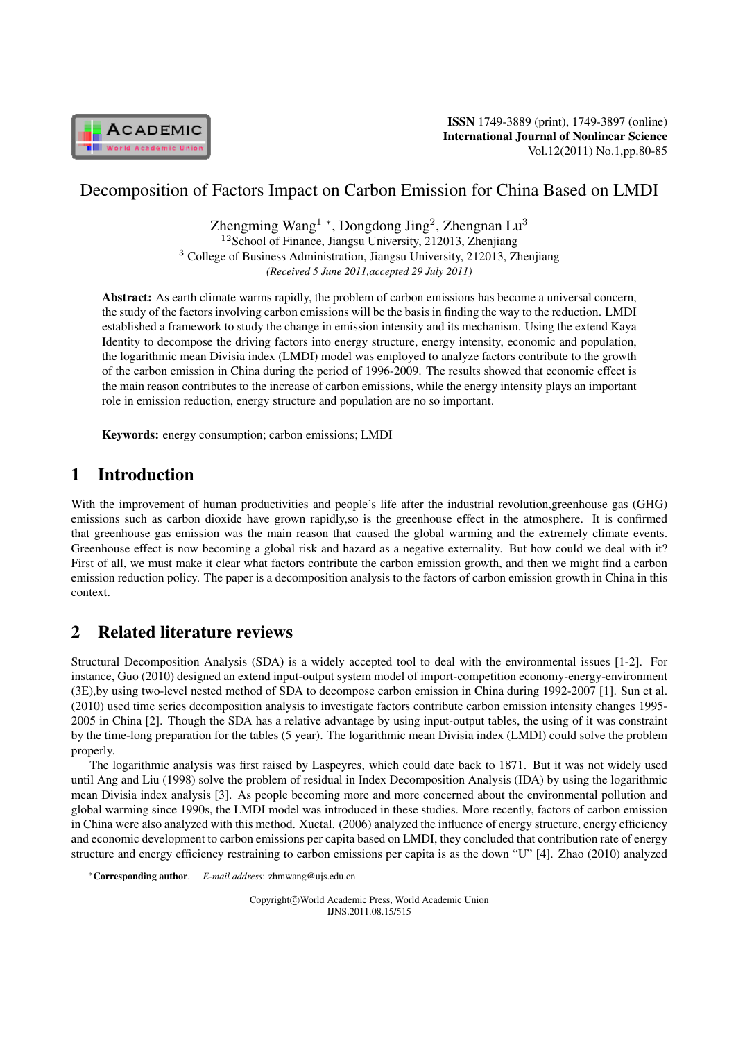# Decomposition of Factors Impact on Carbon Emission for China Based on LMDI

Zhengming Wang[1] *, Dongdong Jing[2], Zhengnan Lu[3]

[12]School of Finance, Jiangsu University, 212013, Zhenjiang

[3] College of Business Administration, Jiangsu University, 212013, Zhenjiang

*(Received 5 June 2011,accepted 29 July 2011)*

**Abstract:** As earth climate warms rapidly, the problem of carbon emissions has become a universal concern, the study of the factors involving carbon emissions will be the basis in finding the way to the reduction. LMDI established a framework to study the change in emission intensity and its mechanism. Using the extend Kaya Identity to decompose the driving factors into energy structure, energy intensity, economic and population, the logarithmic mean Divisia index (LMDI) model was employed to analyze factors contribute to the growth of the carbon emission in China during the period of 1996-2009. The results showed that economic effect is the main reason contributes to the increase of carbon emissions, while the energy intensity plays an important role in emission reduction, energy structure and population are no so important.

**Keywords:** energy consumption; carbon emissions; LMDI

## 1 Introduction

With the improvement of human productivities and people's life after the industrial revolution,greenhouse gas (GHG) emissions such as carbon dioxide have grown rapidly,so is the greenhouse effect in the atmosphere. It is confirmed that greenhouse gas emission was the main reason that caused the global warming and the extremely climate events. Greenhouse effect is now becoming a global risk and hazard as a negative externality. But how could we deal with it? First of all, we must make it clear what factors contribute the carbon emission growth, and then we might find a carbon emission reduction policy. The paper is a decomposition analysis to the factors of carbon emission growth in China in this context.

## 2 Related literature reviews

Structural Decomposition Analysis (SDA) is a widely accepted tool to deal with the environmental issues [1-2]. For instance, Guo (2010) designed an extend input-output system model of import-competition economy-energy-environment (3E),by using two-level nested method of SDA to decompose carbon emission in China during 1992-2007 [1]. Sun et al. (2010) used time series decomposition analysis to investigate factors contribute carbon emission intensity changes 1995-2005 in China [2]. Though the SDA has a relative advantage by using input-output tables, the using of it was constraint by the time-long preparation for the tables (5 year). The logarithmic mean Divisia index (LMDI) could solve the problem properly.

The logarithmic analysis was first raised by Laspeyres, which could date back to 1871. But it was not widely used until Ang and Liu (1998) solve the problem of residual in Index Decomposition Analysis (IDA) by using the logarithmic mean Divisia index analysis [3]. As people becoming more and more concerned about the environmental pollution and global warming since 1990s, the LMDI model was introduced in these studies. More recently, factors of carbon emission in China were also analyzed with this method. Xuetal. (2006) analyzed the influence of energy structure, energy efficiency and economic development to carbon emissions per capita based on LMDI, they concluded that contribution rate of energy structure and energy efficiency restraining to carbon emissions per capita is as the down "U" [4]. Zhao (2010) analyzed

*Corresponding author. *E-mail address*: zhmwang@ujs.edu.cn

Copyright©World Academic Press, World Academic Union
IJNS.2011.08.15/515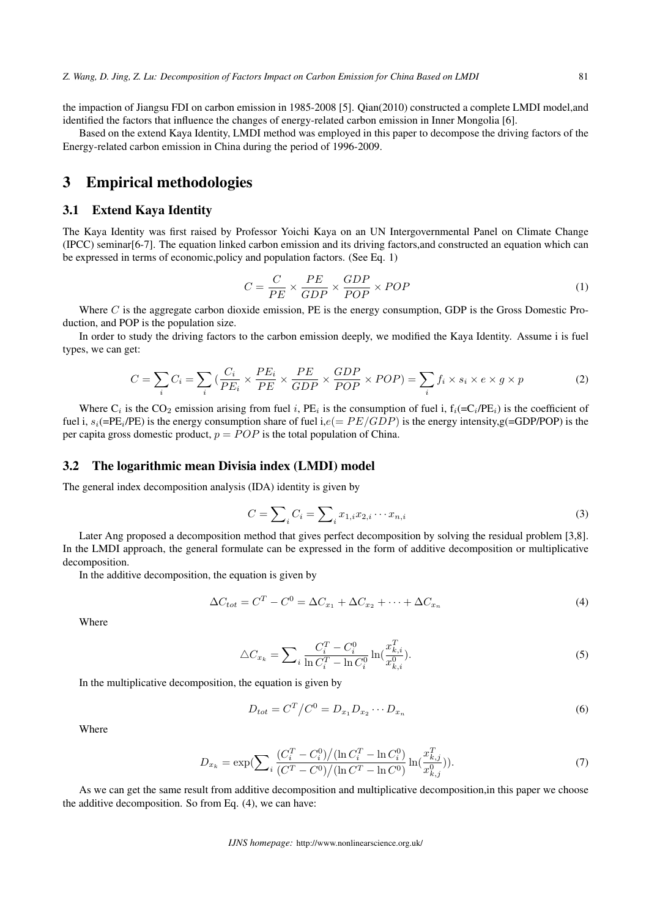the impaction of Jiangsu FDI on carbon emission in 1985-2008 [5]. Qian(2010) constructed a complete LMDI model,and identified the factors that influence the changes of energy-related carbon emission in Inner Mongolia [6].

Based on the extend Kaya Identity, LMDI method was employed in this paper to decompose the driving factors of the Energy-related carbon emission in China during the period of 1996-2009.

# 3 Empirical methodologies

## 3.1 Extend Kaya Identity

The Kaya Identity was first raised by Professor Yoichi Kaya on an UN Intergovernmental Panel on Climate Change (IPCC) seminar[6-7]. The equation linked carbon emission and its driving factors,and constructed an equation which can be expressed in terms of economic,policy and population factors. (See Eq. 1)

$$C = \frac{C}{PE} \times \frac{PE}{GDP} \times \frac{GDP}{POP} \times POP \tag{1}$$

Where $C$ is the aggregate carbon dioxide emission, PE is the energy consumption, GDP is the Gross Domestic Production, and POP is the population size.

In order to study the driving factors to the carbon emission deeply, we modified the Kaya Identity. Assume i is fuel types, we can get:

$$C = \sum_i C_i = \sum_i \left(\frac{C_i}{PE_i} \times \frac{PE_i}{PE} \times \frac{PE}{GDP} \times \frac{GDP}{POP} \times POP\right) = \sum_i f_i \times s_i \times e \times g \times p \tag{2}$$

Where $C_i$ is the $CO_2$ emission arising from fuel $i$, $PE_i$ is the consumption of fuel i, $f_i$(=$C_i/PE_i$) is the coefficient of fuel i, $s_i$(=$PE_i$/PE) is the energy consumption share of fuel i,$e(= PE/GDP)$ is the energy intensity,g(=GDP/POP) is the per capita gross domestic product, $p = POP$ is the total population of China.

## 3.2 The logarithmic mean Divisia index (LMDI) model

The general index decomposition analysis (IDA) identity is given by

$$C = \sum\nolimits_i C_i = \sum\nolimits_i x_{1,i} x_{2,i} \cdots x_{n,i} \tag{3}$$

Later Ang proposed a decomposition method that gives perfect decomposition by solving the residual problem [3,8]. In the LMDI approach, the general formulate can be expressed in the form of additive decomposition or multiplicative decomposition.

In the additive decomposition, the equation is given by

$$\Delta C_{tot} = C^T - C^0 = \Delta C_{x_1} + \Delta C_{x_2} + \cdots + \Delta C_{x_n} \tag{4}$$

Where

$$\triangle C_{x_k} = \sum\nolimits_i \frac{C_i^T - C_i^0}{\ln C_i^T - \ln C_i^0} \ln\left(\frac{x_{k,i}^T}{x_{k,i}^0}\right). \tag{5}$$

In the multiplicative decomposition, the equation is given by

$$D_{tot} = C^T / C^0 = D_{x_1} D_{x_2} \cdots D_{x_n} \tag{6}$$

Where

$$D_{x_k} = \exp\left(\sum\nolimits_i \frac{(C_i^T - C_i^0)/(\ln C_i^T - \ln C_i^0)}{(C^T - C^0)/(\ln C^T - \ln C^0)} \ln\left(\frac{x_{k,j}^T}{x_{k,j}^0}\right)\right). \tag{7}$$

As we can get the same result from additive decomposition and multiplicative decomposition,in this paper we choose the additive decomposition. So from Eq. (4), we can have: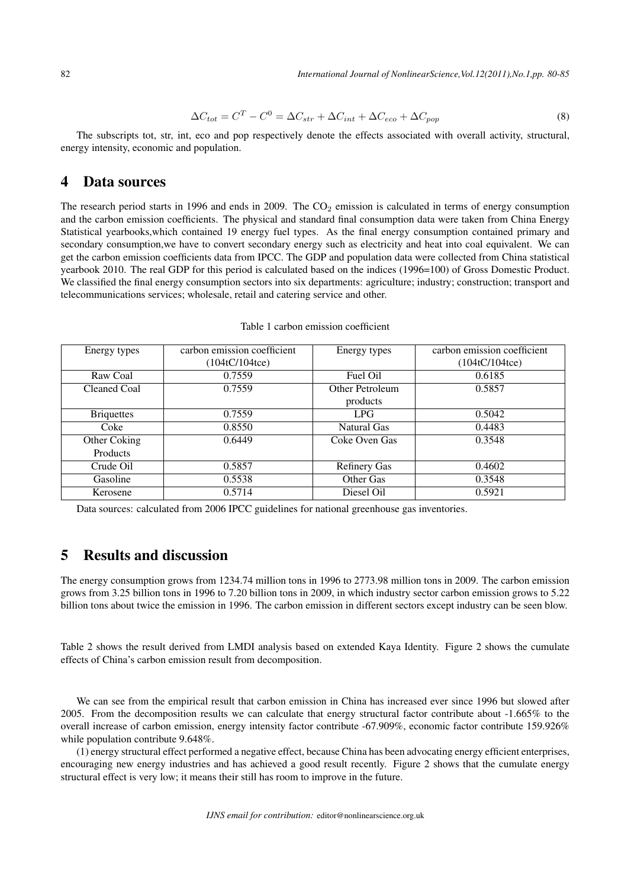$$\Delta C_{tot} = C^T - C^0 = \Delta C_{str} + \Delta C_{int} + \Delta C_{eco} + \Delta C_{pop} \tag{8}$$

The subscripts tot, str, int, eco and pop respectively denote the effects associated with overall activity, structural, energy intensity, economic and population.

# 4 Data sources

The research period starts in 1996 and ends in 2009. The $CO_2$ emission is calculated in terms of energy consumption and the carbon emission coefficients. The physical and standard final consumption data were taken from China Energy Statistical yearbooks,which contained 19 energy fuel types. As the final energy consumption contained primary and secondary consumption,we have to convert secondary energy such as electricity and heat into coal equivalent. We can get the carbon emission coefficients data from IPCC. The GDP and population data were collected from China statistical yearbook 2010. The real GDP for this period is calculated based on the indices (1996=100) of Gross Domestic Product. We classified the final energy consumption sectors into six departments: agriculture; industry; construction; transport and telecommunications services; wholesale, retail and catering service and other.

Table 1 carbon emission coefficient

| Energy types | carbon emission coefficient (104tC/104tce) | Energy types | carbon emission coefficient (104tC/104tce) |
|---|---|---|---|
| Raw Coal | 0.7559 | Fuel Oil | 0.6185 |
| Cleaned Coal | 0.7559 | Other Petroleum products | 0.5857 |
| Briquettes | 0.7559 | LPG | 0.5042 |
| Coke | 0.8550 | Natural Gas | 0.4483 |
| Other Coking Products | 0.6449 | Coke Oven Gas | 0.3548 |
| Crude Oil | 0.5857 | Refinery Gas | 0.4602 |
| Gasoline | 0.5538 | Other Gas | 0.3548 |
| Kerosene | 0.5714 | Diesel Oil | 0.5921 |

Data sources: calculated from 2006 IPCC guidelines for national greenhouse gas inventories.

# 5 Results and discussion

The energy consumption grows from 1234.74 million tons in 1996 to 2773.98 million tons in 2009. The carbon emission grows from 3.25 billion tons in 1996 to 7.20 billion tons in 2009, in which industry sector carbon emission grows to 5.22 billion tons about twice the emission in 1996. The carbon emission in different sectors except industry can be seen blow.

Table 2 shows the result derived from LMDI analysis based on extended Kaya Identity. Figure 2 shows the cumulate effects of China's carbon emission result from decomposition.

We can see from the empirical result that carbon emission in China has increased ever since 1996 but slowed after 2005. From the decomposition results we can calculate that energy structural factor contribute about -1.665% to the overall increase of carbon emission, energy intensity factor contribute -67.909%, economic factor contribute 159.926% while population contribute 9.648%.

(1) energy structural effect performed a negative effect, because China has been advocating energy efficient enterprises, encouraging new energy industries and has achieved a good result recently. Figure 2 shows that the cumulate energy structural effect is very low; it means their still has room to improve in the future.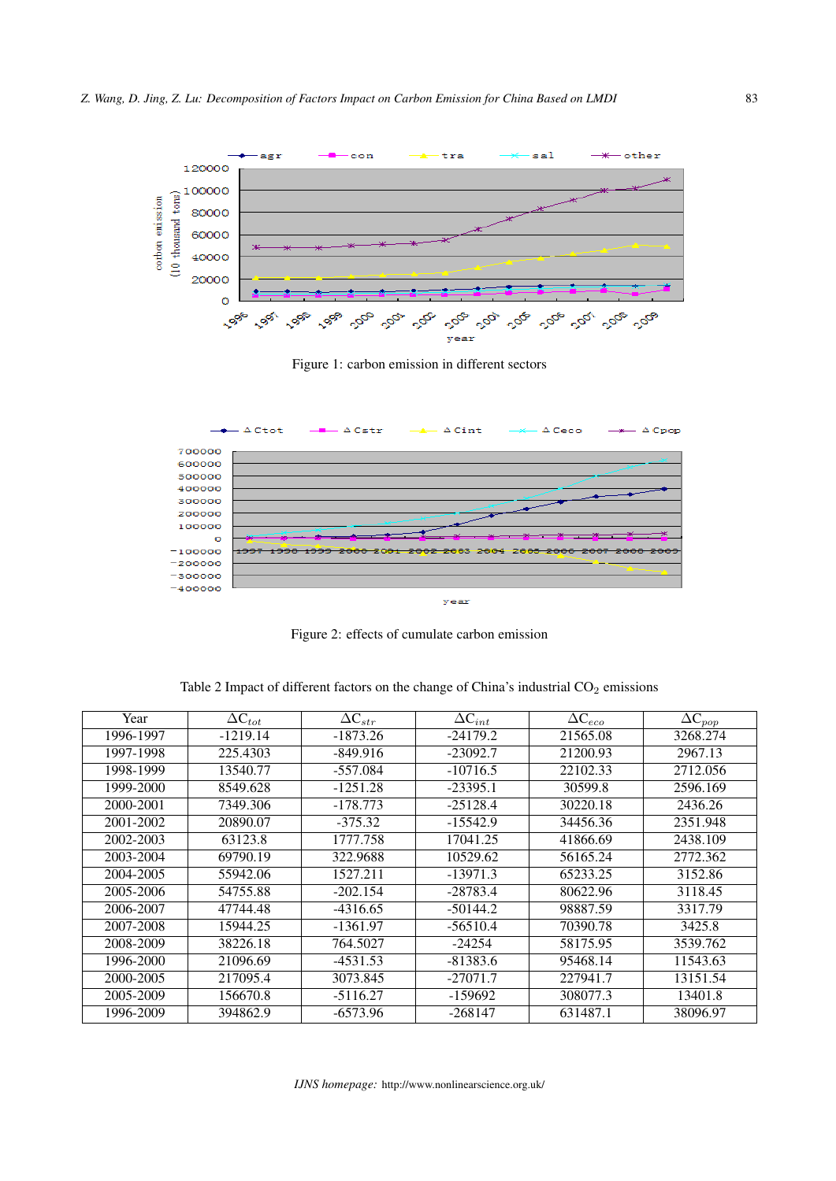Figure 1: carbon emission in different sectors

Figure 2: effects of cumulate carbon emission

Table 2 Impact of different factors on the change of China's industrial $CO_2$ emissions

| Year | $\Delta C_{tot}$ | $\Delta C_{str}$ | $\Delta C_{int}$ | $\Delta C_{eco}$ | $\Delta C_{pop}$ |
|---|---|---|---|---|---|
| 1996-1997 | -1219.14 | -1873.26 | -24179.2 | 21565.08 | 3268.274 |
| 1997-1998 | 225.4303 | -849.916 | -23092.7 | 21200.93 | 2967.13 |
| 1998-1999 | 13540.77 | -557.084 | -10716.5 | 22102.33 | 2712.056 |
| 1999-2000 | 8549.628 | -1251.28 | -23395.1 | 30599.8 | 2596.169 |
| 2000-2001 | 7349.306 | -178.773 | -25128.4 | 30220.18 | 2436.26 |
| 2001-2002 | 20890.07 | -375.32 | -15542.9 | 34456.36 | 2351.948 |
| 2002-2003 | 63123.8 | 1777.758 | 17041.25 | 41866.69 | 2438.109 |
| 2003-2004 | 69790.19 | 322.9688 | 10529.62 | 56165.24 | 2772.362 |
| 2004-2005 | 55942.06 | 1527.211 | -13971.3 | 65233.25 | 3152.86 |
| 2005-2006 | 54755.88 | -202.154 | -28783.4 | 80622.96 | 3118.45 |
| 2006-2007 | 47744.48 | -4316.65 | -50144.2 | 98887.59 | 3317.79 |
| 2007-2008 | 15944.25 | -1361.97 | -56510.4 | 70390.78 | 3425.8 |
| 2008-2009 | 38226.18 | 764.5027 | -24254 | 58175.95 | 3539.762 |
| 1996-2000 | 21096.69 | -4531.53 | -81383.6 | 95468.14 | 11543.63 |
| 2000-2005 | 217095.4 | 3073.845 | -27071.7 | 227941.7 | 13151.54 |
| 2005-2009 | 156670.8 | -5116.27 | -159692 | 308077.3 | 13401.8 |
| 1996-2009 | 394862.9 | -6573.96 | -268147 | 631487.1 | 38096.97 |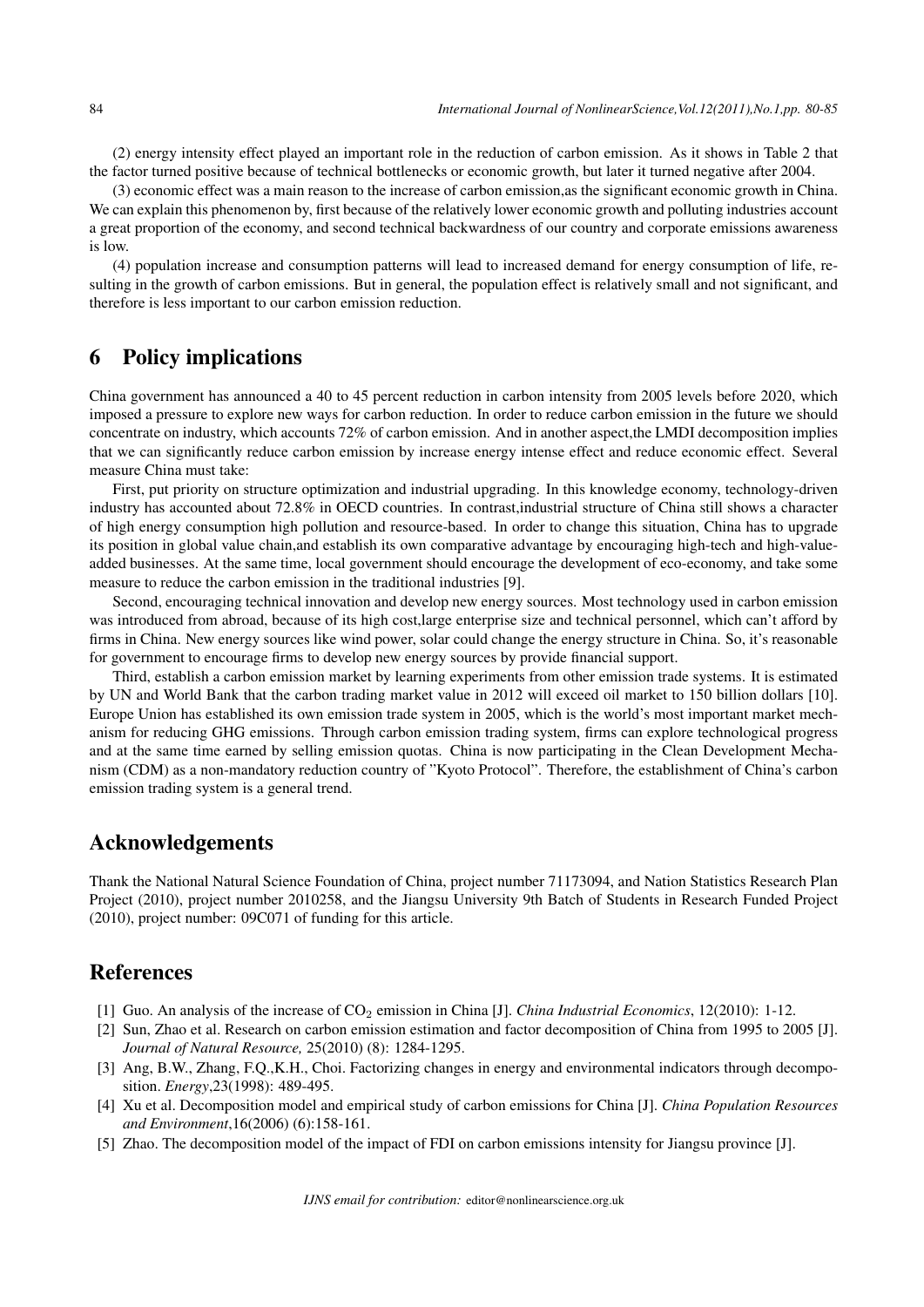(2) energy intensity effect played an important role in the reduction of carbon emission. As it shows in Table 2 that the factor turned positive because of technical bottlenecks or economic growth, but later it turned negative after 2004.

(3) economic effect was a main reason to the increase of carbon emission,as the significant economic growth in China. We can explain this phenomenon by, first because of the relatively lower economic growth and polluting industries account a great proportion of the economy, and second technical backwardness of our country and corporate emissions awareness is low.

(4) population increase and consumption patterns will lead to increased demand for energy consumption of life, resulting in the growth of carbon emissions. But in general, the population effect is relatively small and not significant, and therefore is less important to our carbon emission reduction.

## 6 Policy implications

China government has announced a 40 to 45 percent reduction in carbon intensity from 2005 levels before 2020, which imposed a pressure to explore new ways for carbon reduction. In order to reduce carbon emission in the future we should concentrate on industry, which accounts 72% of carbon emission. And in another aspect,the LMDI decomposition implies that we can significantly reduce carbon emission by increase energy intense effect and reduce economic effect. Several measure China must take:

First, put priority on structure optimization and industrial upgrading. In this knowledge economy, technology-driven industry has accounted about 72.8% in OECD countries. In contrast,industrial structure of China still shows a character of high energy consumption high pollution and resource-based. In order to change this situation, China has to upgrade its position in global value chain,and establish its own comparative advantage by encouraging high-tech and high-value-added businesses. At the same time, local government should encourage the development of eco-economy, and take some measure to reduce the carbon emission in the traditional industries [9].

Second, encouraging technical innovation and develop new energy sources. Most technology used in carbon emission was introduced from abroad, because of its high cost,large enterprise size and technical personnel, which can't afford by firms in China. New energy sources like wind power, solar could change the energy structure in China. So, it's reasonable for government to encourage firms to develop new energy sources by provide financial support.

Third, establish a carbon emission market by learning experiments from other emission trade systems. It is estimated by UN and World Bank that the carbon trading market value in 2012 will exceed oil market to 150 billion dollars [10]. Europe Union has established its own emission trade system in 2005, which is the world's most important market mechanism for reducing GHG emissions. Through carbon emission trading system, firms can explore technological progress and at the same time earned by selling emission quotas. China is now participating in the Clean Development Mechanism (CDM) as a non-mandatory reduction country of "Kyoto Protocol". Therefore, the establishment of China's carbon emission trading system is a general trend.

## Acknowledgements

Thank the National Natural Science Foundation of China, project number 71173094, and Nation Statistics Research Plan Project (2010), project number 2010258, and the Jiangsu University 9th Batch of Students in Research Funded Project (2010), project number: 09C071 of funding for this article.

## References

[1] Guo. An analysis of the increase of $CO_2$ emission in China [J]. *China Industrial Economics*, 12(2010): 1-12.

[2] Sun, Zhao et al. Research on carbon emission estimation and factor decomposition of China from 1995 to 2005 [J]. *Journal of Natural Resource,* 25(2010) (8): 1284-1295.

[3] Ang, B.W., Zhang, F.Q.,K.H., Choi. Factorizing changes in energy and environmental indicators through decomposition. *Energy*,23(1998): 489-495.

[4] Xu et al. Decomposition model and empirical study of carbon emissions for China [J]. *China Population Resources and Environment*,16(2006) (6):158-161.

[5] Zhao. The decomposition model of the impact of FDI on carbon emissions intensity for Jiangsu province [J].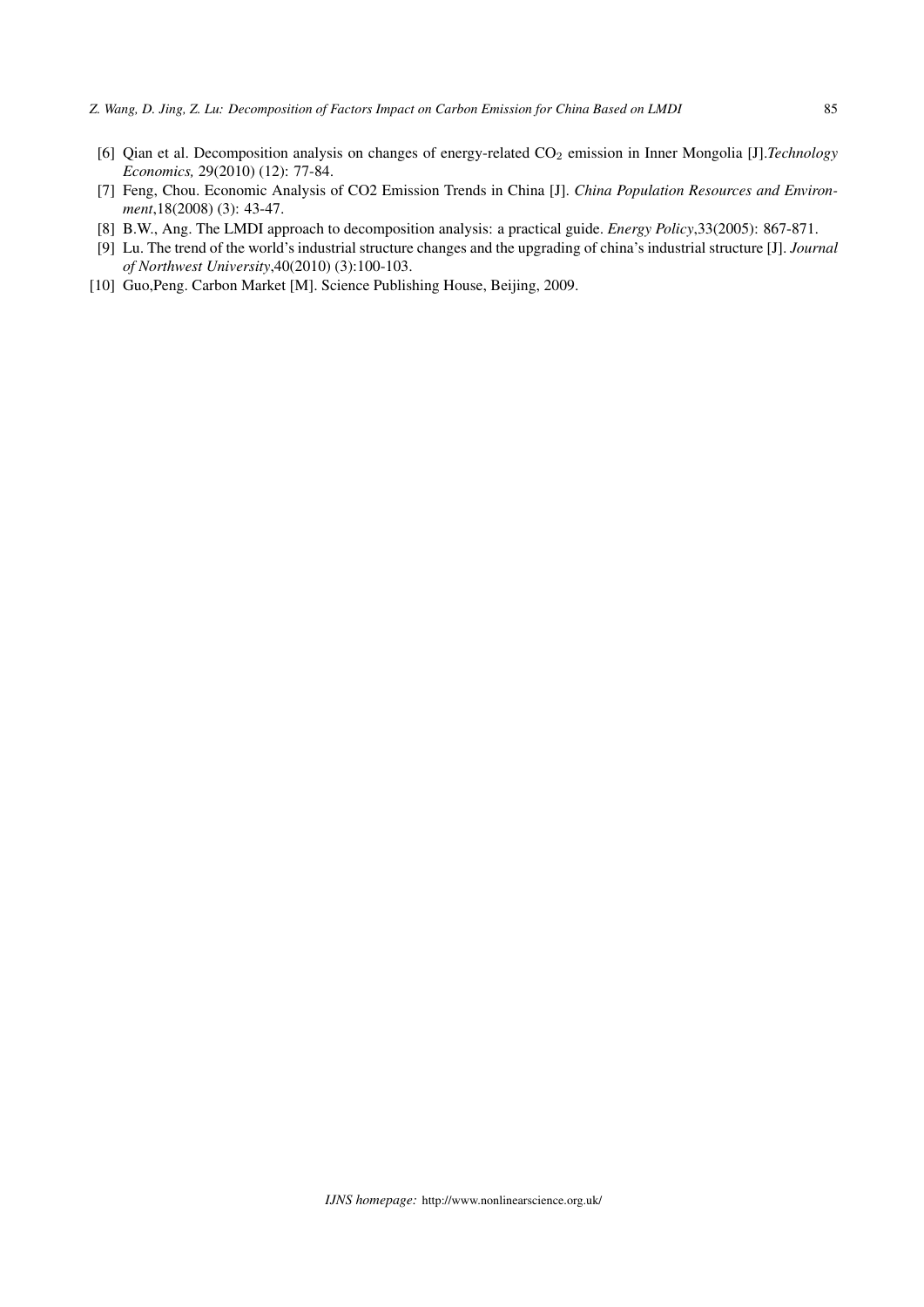[6] Qian et al. Decomposition analysis on changes of energy-related $CO_2$ emission in Inner Mongolia [J].*Technology Economics,* 29(2010) (12): 77-84.

[7] Feng, Chou. Economic Analysis of CO2 Emission Trends in China [J]. *China Population Resources and Environment*,18(2008) (3): 43-47.

[8] B.W., Ang. The LMDI approach to decomposition analysis: a practical guide. *Energy Policy*,33(2005): 867-871.

[9] Lu. The trend of the world's industrial structure changes and the upgrading of china's industrial structure [J]. *Journal of Northwest University*,40(2010) (3):100-103.

[10] Guo,Peng. Carbon Market [M]. Science Publishing House, Beijing, 2009.